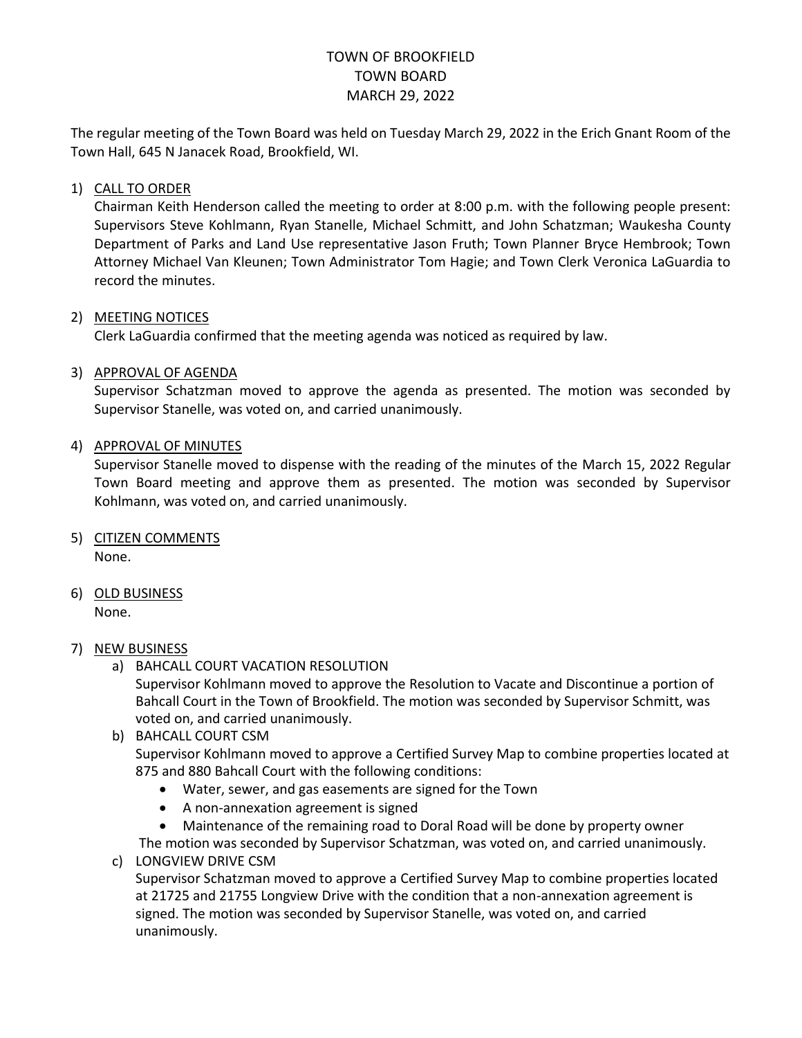# TOWN OF BROOKFIELD
## TOWN BOARD
## MARCH 29, 2022

The regular meeting of the Town Board was held on Tuesday March 29, 2022 in the Erich Gnant Room of the Town Hall, 645 N Janacek Road, Brookfield, WI.

1) CALL TO ORDER

   Chairman Keith Henderson called the meeting to order at 8:00 p.m. with the following people present: Supervisors Steve Kohlmann, Ryan Stanelle, Michael Schmitt, and John Schatzman; Waukesha County Department of Parks and Land Use representative Jason Fruth; Town Planner Bryce Hembrook; Town Attorney Michael Van Kleunen; Town Administrator Tom Hagie; and Town Clerk Veronica LaGuardia to record the minutes.

2) MEETING NOTICES

   Clerk LaGuardia confirmed that the meeting agenda was noticed as required by law.

3) APPROVAL OF AGENDA

   Supervisor Schatzman moved to approve the agenda as presented. The motion was seconded by Supervisor Stanelle, was voted on, and carried unanimously.

4) APPROVAL OF MINUTES

   Supervisor Stanelle moved to dispense with the reading of the minutes of the March 15, 2022 Regular Town Board meeting and approve them as presented. The motion was seconded by Supervisor Kohlmann, was voted on, and carried unanimously.

5) CITIZEN COMMENTS

   None.

6) OLD BUSINESS

   None.

7) NEW BUSINESS

   a) BAHCALL COURT VACATION RESOLUTION

      Supervisor Kohlmann moved to approve the Resolution to Vacate and Discontinue a portion of Bahcall Court in the Town of Brookfield. The motion was seconded by Supervisor Schmitt, was voted on, and carried unanimously.

   b) BAHCALL COURT CSM

      Supervisor Kohlmann moved to approve a Certified Survey Map to combine properties located at 875 and 880 Bahcall Court with the following conditions:

      - Water, sewer, and gas easements are signed for the Town
      - A non-annexation agreement is signed
      - Maintenance of the remaining road to Doral Road will be done by property owner

      The motion was seconded by Supervisor Schatzman, was voted on, and carried unanimously.

   c) LONGVIEW DRIVE CSM

      Supervisor Schatzman moved to approve a Certified Survey Map to combine properties located at 21725 and 21755 Longview Drive with the condition that a non-annexation agreement is signed. The motion was seconded by Supervisor Stanelle, was voted on, and carried unanimously.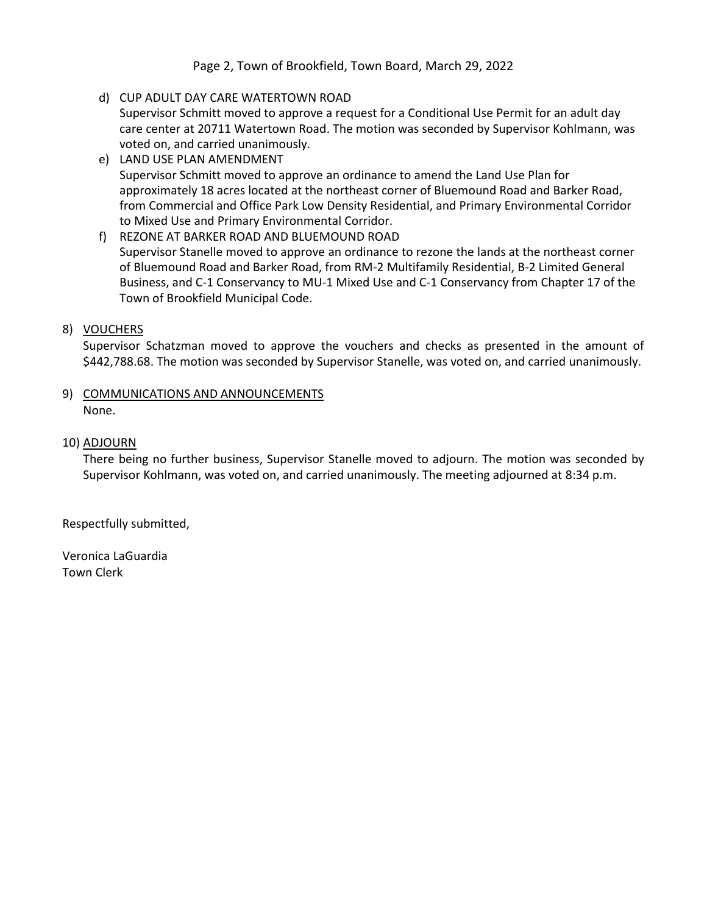d) CUP ADULT DAY CARE WATERTOWN ROAD
   Supervisor Schmitt moved to approve a request for a Conditional Use Permit for an adult day care center at 20711 Watertown Road. The motion was seconded by Supervisor Kohlmann, was voted on, and carried unanimously.
e) LAND USE PLAN AMENDMENT
   Supervisor Schmitt moved to approve an ordinance to amend the Land Use Plan for approximately 18 acres located at the northeast corner of Bluemound Road and Barker Road, from Commercial and Office Park Low Density Residential, and Primary Environmental Corridor to Mixed Use and Primary Environmental Corridor.
f) REZONE AT BARKER ROAD AND BLUEMOUND ROAD
   Supervisor Stanelle moved to approve an ordinance to rezone the lands at the northeast corner of Bluemound Road and Barker Road, from RM-2 Multifamily Residential, B-2 Limited General Business, and C-1 Conservancy to MU-1 Mixed Use and C-1 Conservancy from Chapter 17 of the Town of Brookfield Municipal Code.

8) <u>VOUCHERS</u>
   Supervisor Schatzman moved to approve the vouchers and checks as presented in the amount of $442,788.68. The motion was seconded by Supervisor Stanelle, was voted on, and carried unanimously.

9) <u>COMMUNICATIONS AND ANNOUNCEMENTS</u>
   None.

10) <u>ADJOURN</u>
    There being no further business, Supervisor Stanelle moved to adjourn. The motion was seconded by Supervisor Kohlmann, was voted on, and carried unanimously. The meeting adjourned at 8:34 p.m.

Respectfully submitted,

Veronica LaGuardia
Town Clerk